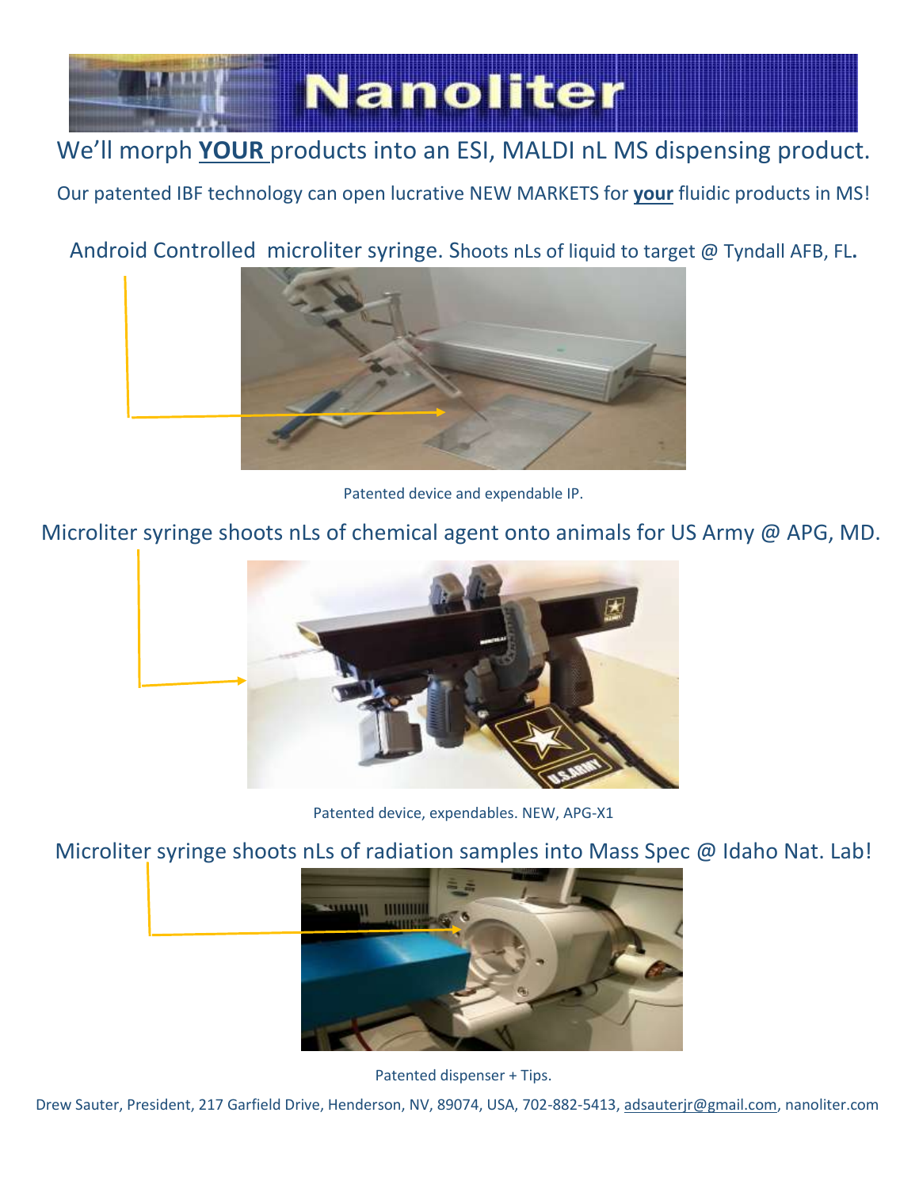# Nanoliter

We'll morph **YOUR** products into an ESI, MALDI nL MS dispensing product.

Our patented IBF technology can open lucrative NEW MARKETS for **your** fluidic products in MS!

Android Controlled microliter syringe. Shoots nLs of liquid to target @ Tyndall AFB, FL.

Patented device and expendable IP.

Microliter syringe shoots nLs of chemical agent onto animals for US Army @ APG, MD.

Patented device, expendables. NEW, APG-X1

Microliter syringe shoots nLs of radiation samples into Mass Spec @ Idaho Nat. Lab!

Patented dispenser + Tips.

Drew Sauter, President, 217 Garfield Drive, Henderson, NV, 89074, USA, 702-882-5413, adsauterjr@gmail.com, nanoliter.com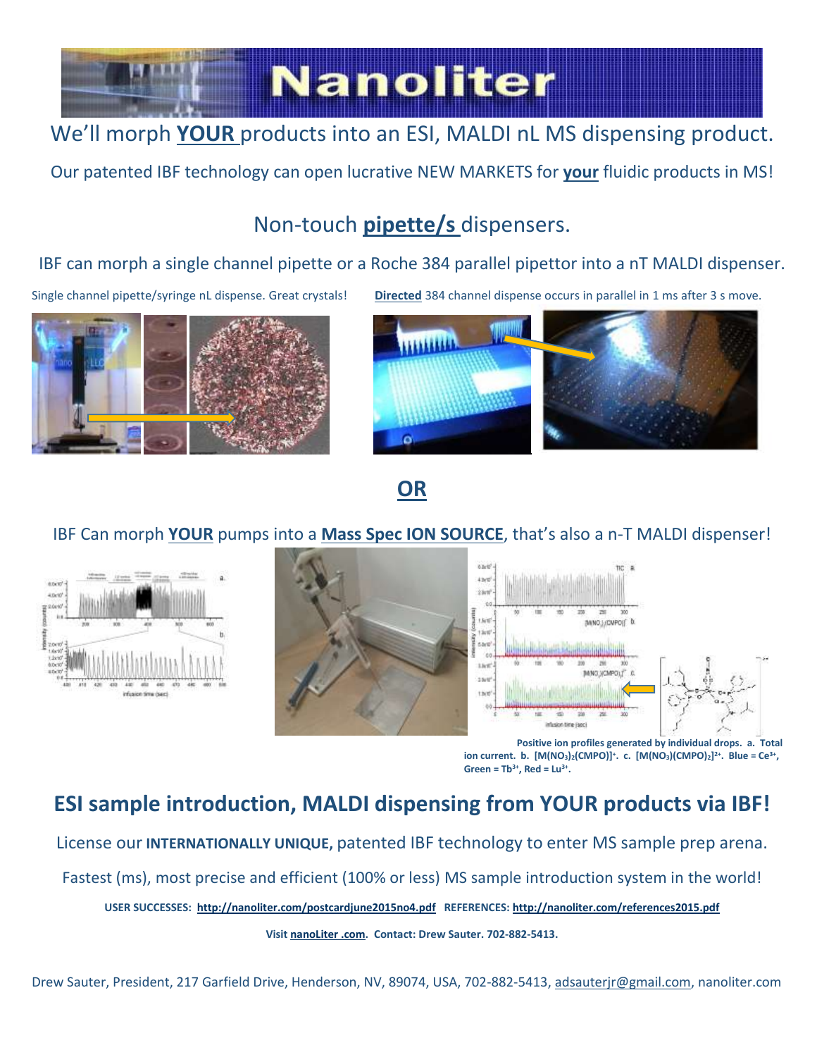# Nanoliter

## We'll morph **YOUR** products into an ESI, MALDI nL MS dispensing product.

Our patented IBF technology can open lucrative NEW MARKETS for **your** fluidic products in MS!

## Non-touch **pipette/s** dispensers.

IBF can morph a single channel pipette or a Roche 384 parallel pipettor into a nT MALDI dispenser.

Single channel pipette/syringe nL dispense. Great crystals!

**Directed** 384 channel dispense occurs in parallel in 1 ms after 3 s move.

## **OR**

IBF Can morph **YOUR** pumps into a **Mass Spec ION SOURCE**, that's also a n-T MALDI dispenser!

**Positive ion profiles generated by individual drops. a. Total ion current. b. $[M(NO_3)_2(CMPO)]^+$. c. $[M(NO_3)(CMPO)_2]^{2+}$. Blue = $Ce^{3+}$, Green = $Tb^{3+}$, Red = $Lu^{3+}$.**

## ESI sample introduction, MALDI dispensing from YOUR products via IBF!

License our **INTERNATIONALLY UNIQUE,** patented IBF technology to enter MS sample prep arena.

Fastest (ms), most precise and efficient (100% or less) MS sample introduction system in the world!

**USER SUCCESSES: http://nanoliter.com/postcardjune2015no4.pdf REFERENCES: http://nanoliter.com/references2015.pdf**

**Visit nanoLiter .com. Contact: Drew Sauter. 702-882-5413.**

Drew Sauter, President, 217 Garfield Drive, Henderson, NV, 89074, USA, 702-882-5413, adsauterjr@gmail.com, nanoliter.com